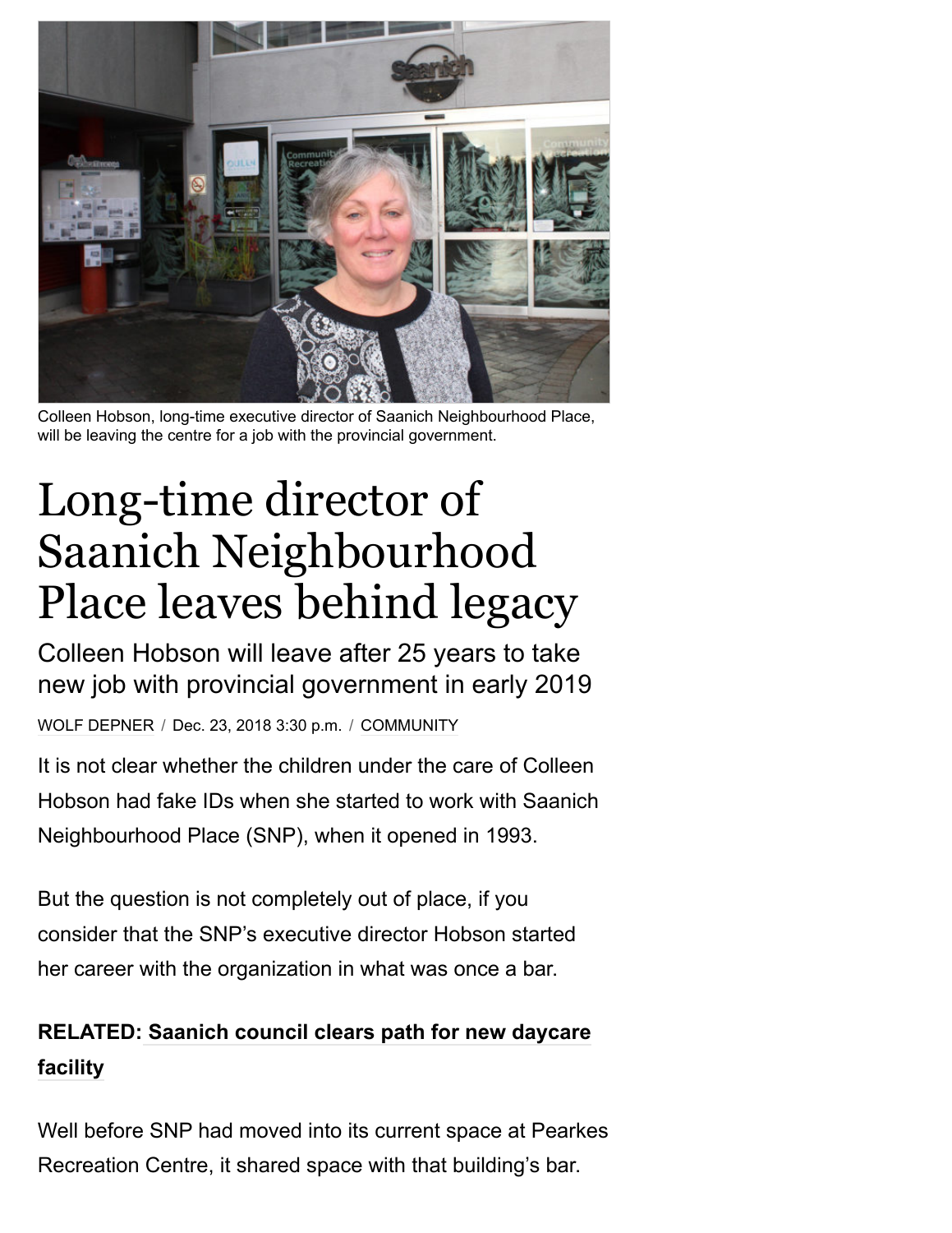Colleen Hobson, long-time executive director of Saanich Neighbourhood Place, will be leaving the centre for a job with the provincial government.

# Long-time director of Saanich Neighbourhood Place leaves behind legacy

## Colleen Hobson will leave after 25 years to take new job with provincial government in early 2019

WOLF DEPNER / Dec. 23, 2018 3:30 p.m. / COMMUNITY

It is not clear whether the children under the care of Colleen Hobson had fake IDs when she started to work with Saanich Neighbourhood Place (SNP), when it opened in 1993.

But the question is not completely out of place, if you consider that the SNP's executive director Hobson started her career with the organization in what was once a bar.

**RELATED: Saanich council clears path for new daycare facility**

Well before SNP had moved into its current space at Pearkes Recreation Centre, it shared space with that building's bar.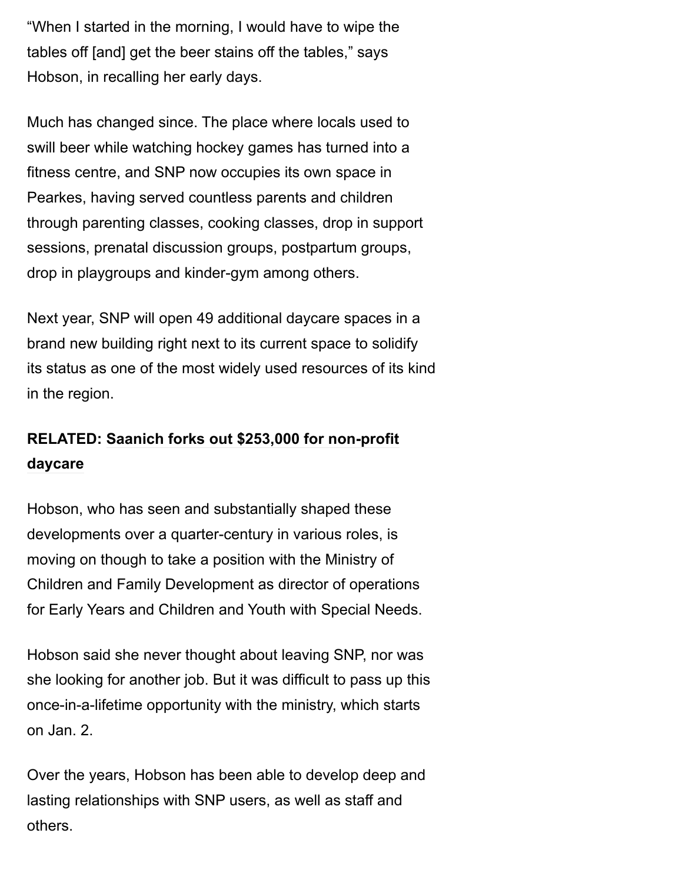"When I started in the morning, I would have to wipe the tables off [and] get the beer stains off the tables," says Hobson, in recalling her early days.

Much has changed since. The place where locals used to swill beer while watching hockey games has turned into a fitness centre, and SNP now occupies its own space in Pearkes, having served countless parents and children through parenting classes, cooking classes, drop in support sessions, prenatal discussion groups, postpartum groups, drop in playgroups and kinder-gym among others.

Next year, SNP will open 49 additional daycare spaces in a brand new building right next to its current space to solidify its status as one of the most widely used resources of its kind in the region.

**RELATED: Saanich forks out $253,000 for non-profit daycare**

Hobson, who has seen and substantially shaped these developments over a quarter-century in various roles, is moving on though to take a position with the Ministry of Children and Family Development as director of operations for Early Years and Children and Youth with Special Needs.

Hobson said she never thought about leaving SNP, nor was she looking for another job. But it was difficult to pass up this once-in-a-lifetime opportunity with the ministry, which starts on Jan. 2.

Over the years, Hobson has been able to develop deep and lasting relationships with SNP users, as well as staff and others.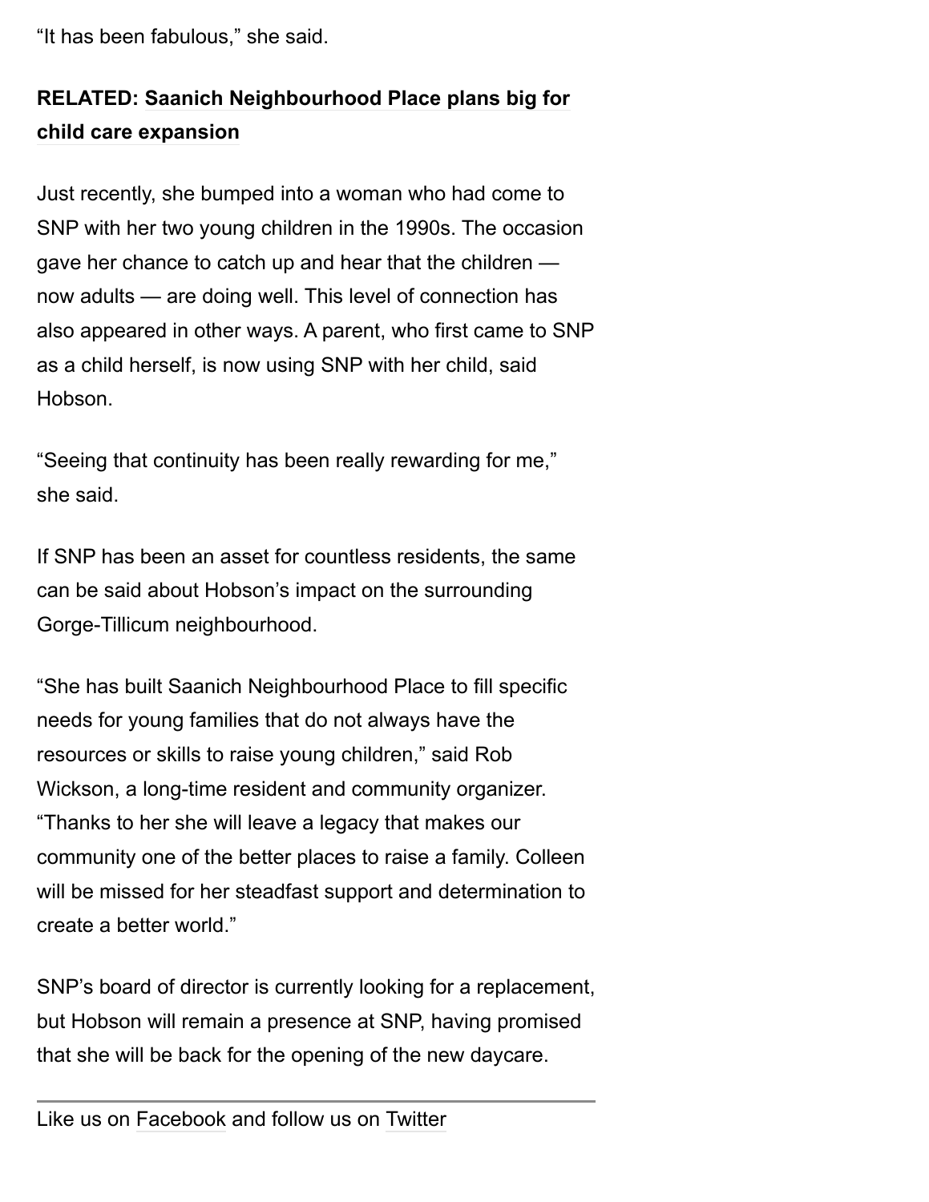"It has been fabulous," she said.

**RELATED: Saanich Neighbourhood Place plans big for child care expansion**

Just recently, she bumped into a woman who had come to SNP with her two young children in the 1990s. The occasion gave her chance to catch up and hear that the children — now adults — are doing well. This level of connection has also appeared in other ways. A parent, who first came to SNP as a child herself, is now using SNP with her child, said Hobson.

"Seeing that continuity has been really rewarding for me," she said.

If SNP has been an asset for countless residents, the same can be said about Hobson's impact on the surrounding Gorge-Tillicum neighbourhood.

"She has built Saanich Neighbourhood Place to fill specific needs for young families that do not always have the resources or skills to raise young children," said Rob Wickson, a long-time resident and community organizer. "Thanks to her she will leave a legacy that makes our community one of the better places to raise a family. Colleen will be missed for her steadfast support and determination to create a better world."

SNP's board of director is currently looking for a replacement, but Hobson will remain a presence at SNP, having promised that she will be back for the opening of the new daycare.

---

Like us on Facebook and follow us on Twitter